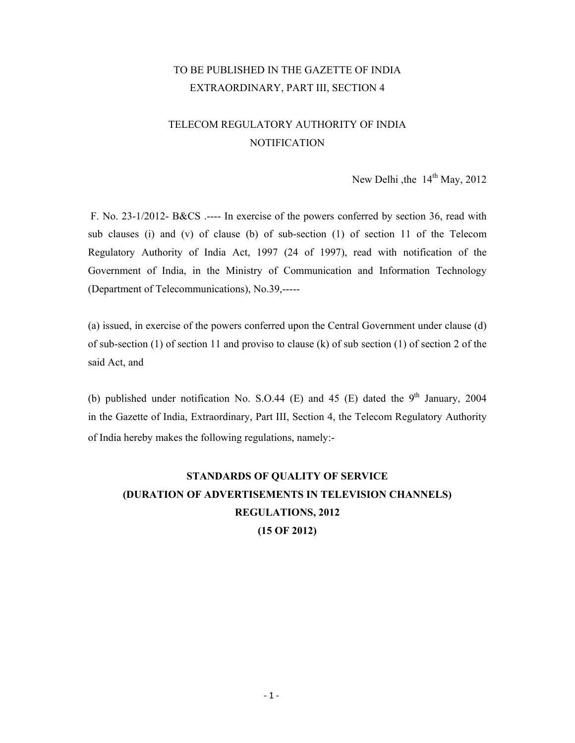TO BE PUBLISHED IN THE GAZETTE OF INDIA
EXTRAORDINARY, PART III, SECTION 4

TELECOM REGULATORY AUTHORITY OF INDIA
NOTIFICATION

New Delhi ,the 14th May, 2012

F. No. 23-1/2012- B&CS .---- In exercise of the powers conferred by section 36, read with sub clauses (i) and (v) of clause (b) of sub-section (1) of section 11 of the Telecom Regulatory Authority of India Act, 1997 (24 of 1997), read with notification of the Government of India, in the Ministry of Communication and Information Technology (Department of Telecommunications), No.39,-----

(a) issued, in exercise of the powers conferred upon the Central Government under clause (d) of sub-section (1) of section 11 and proviso to clause (k) of sub section (1) of section 2 of the said Act, and

(b) published under notification No. S.O.44 (E) and 45 (E) dated the 9th January, 2004 in the Gazette of India, Extraordinary, Part III, Section 4, the Telecom Regulatory Authority of India hereby makes the following regulations, namely:-

# STANDARDS OF QUALITY OF SERVICE (DURATION OF ADVERTISEMENTS IN TELEVISION CHANNELS) REGULATIONS, 2012 (15 OF 2012)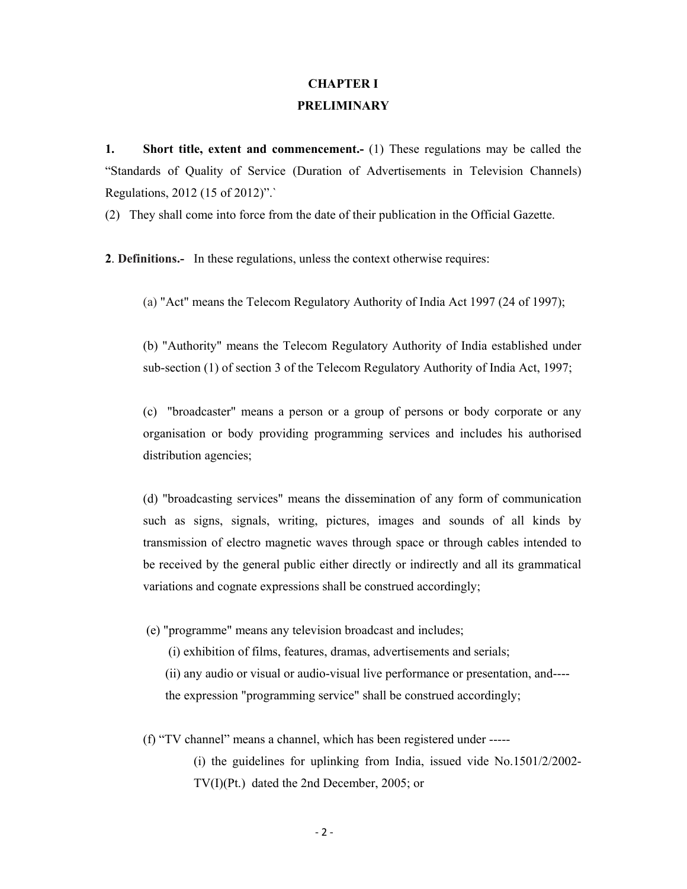## CHAPTER I

## PRELIMINARY

**1. Short title, extent and commencement.-** (1) These regulations may be called the "Standards of Quality of Service (Duration of Advertisements in Television Channels) Regulations, 2012 (15 of 2012)".`

(2) They shall come into force from the date of their publication in the Official Gazette.

**2**. **Definitions.-** In these regulations, unless the context otherwise requires:

(a) "Act" means the Telecom Regulatory Authority of India Act 1997 (24 of 1997);

(b) "Authority" means the Telecom Regulatory Authority of India established under sub-section (1) of section 3 of the Telecom Regulatory Authority of India Act, 1997;

(c) "broadcaster" means a person or a group of persons or body corporate or any organisation or body providing programming services and includes his authorised distribution agencies;

(d) "broadcasting services" means the dissemination of any form of communication such as signs, signals, writing, pictures, images and sounds of all kinds by transmission of electro magnetic waves through space or through cables intended to be received by the general public either directly or indirectly and all its grammatical variations and cognate expressions shall be construed accordingly;

(e) "programme" means any television broadcast and includes;

(i) exhibition of films, features, dramas, advertisements and serials;

(ii) any audio or visual or audio-visual live performance or presentation, and----
the expression "programming service" shall be construed accordingly;

(f) "TV channel" means a channel, which has been registered under -----

(i) the guidelines for uplinking from India, issued vide No.1501/2/2002-TV(I)(Pt.) dated the 2nd December, 2005; or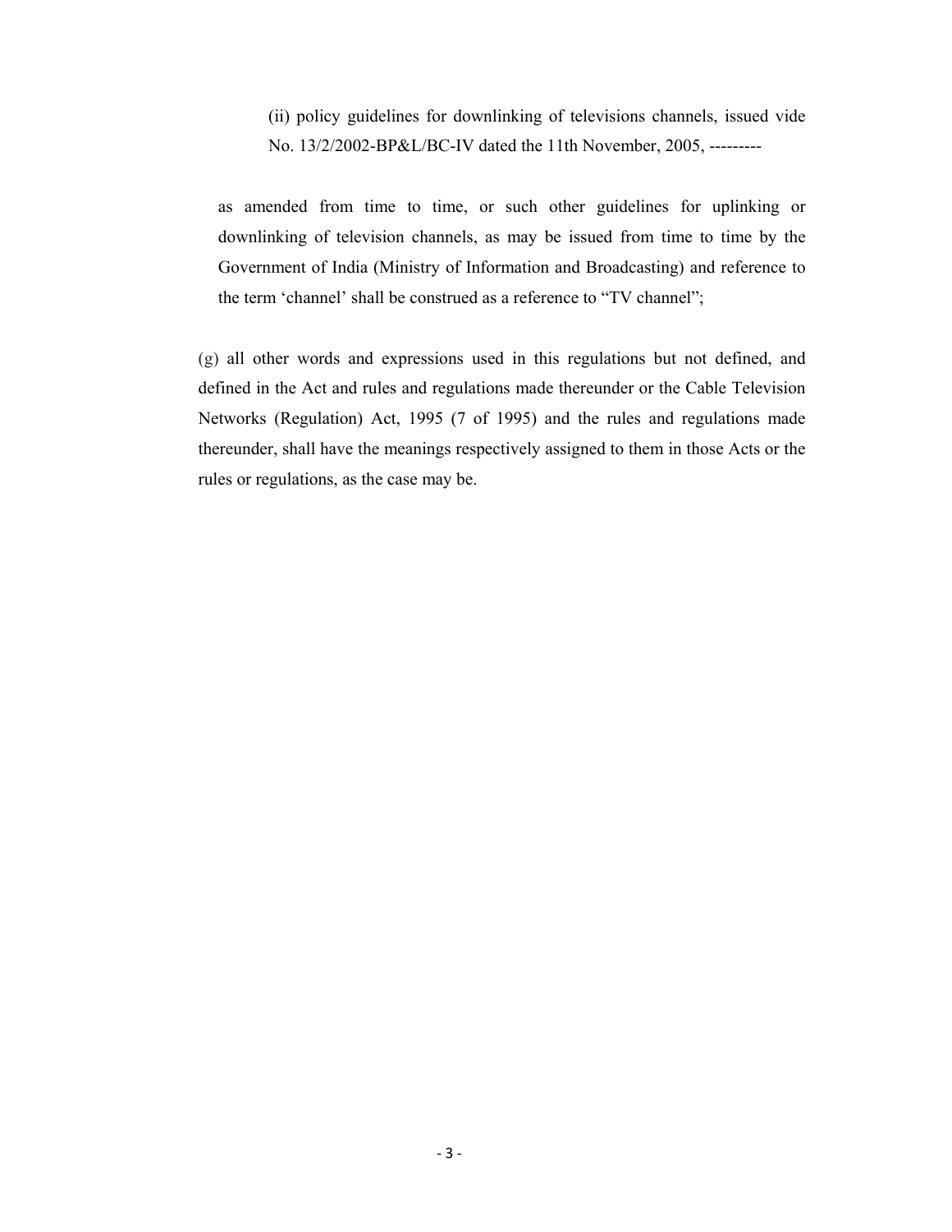(ii) policy guidelines for downlinking of televisions channels, issued vide No. 13/2/2002-BP&L/BC-IV dated the 11th November, 2005, ---------

as amended from time to time, or such other guidelines for uplinking or downlinking of television channels, as may be issued from time to time by the Government of India (Ministry of Information and Broadcasting) and reference to the term 'channel' shall be construed as a reference to "TV channel";

(g) all other words and expressions used in this regulations but not defined, and defined in the Act and rules and regulations made thereunder or the Cable Television Networks (Regulation) Act, 1995 (7 of 1995) and the rules and regulations made thereunder, shall have the meanings respectively assigned to them in those Acts or the rules or regulations, as the case may be.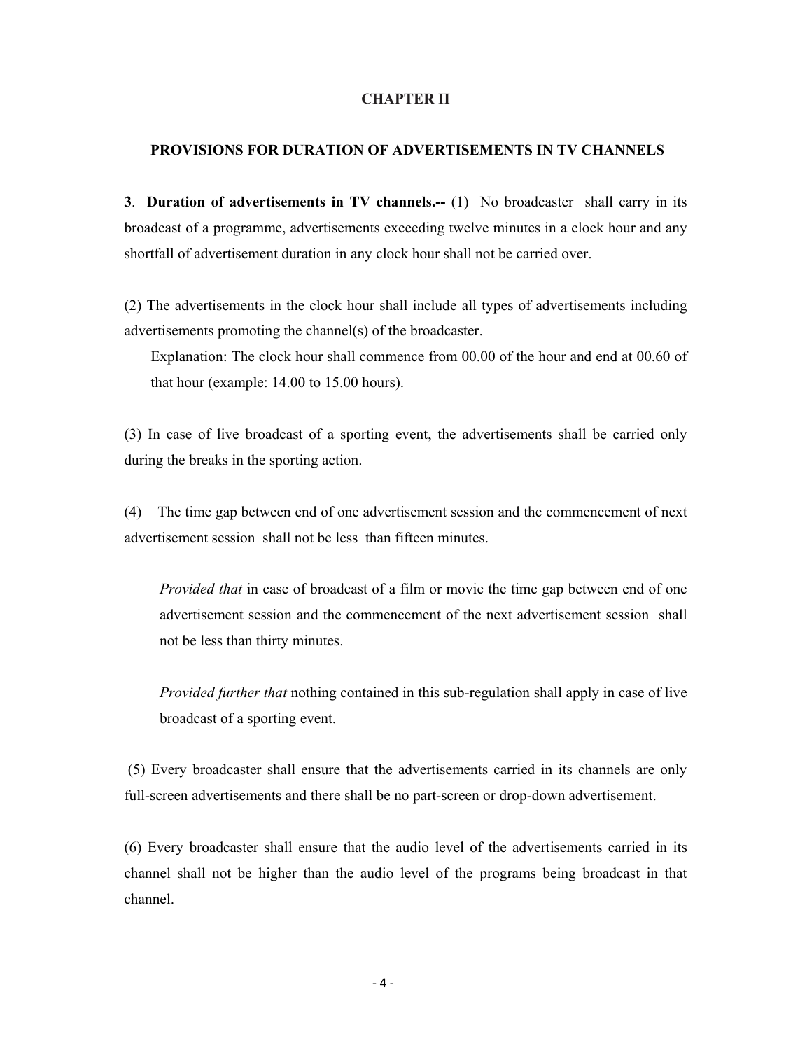## CHAPTER II

### PROVISIONS FOR DURATION OF ADVERTISEMENTS IN TV CHANNELS

**3**. **Duration of advertisements in TV channels.--** (1) No broadcaster shall carry in its broadcast of a programme, advertisements exceeding twelve minutes in a clock hour and any shortfall of advertisement duration in any clock hour shall not be carried over.

(2) The advertisements in the clock hour shall include all types of advertisements including advertisements promoting the channel(s) of the broadcaster.

Explanation: The clock hour shall commence from 00.00 of the hour and end at 00.60 of that hour (example: 14.00 to 15.00 hours).

(3) In case of live broadcast of a sporting event, the advertisements shall be carried only during the breaks in the sporting action.

(4) The time gap between end of one advertisement session and the commencement of next advertisement session shall not be less than fifteen minutes.

*Provided that* in case of broadcast of a film or movie the time gap between end of one advertisement session and the commencement of the next advertisement session shall not be less than thirty minutes.

*Provided further that* nothing contained in this sub-regulation shall apply in case of live broadcast of a sporting event.

(5) Every broadcaster shall ensure that the advertisements carried in its channels are only full-screen advertisements and there shall be no part-screen or drop-down advertisement.

(6) Every broadcaster shall ensure that the audio level of the advertisements carried in its channel shall not be higher than the audio level of the programs being broadcast in that channel.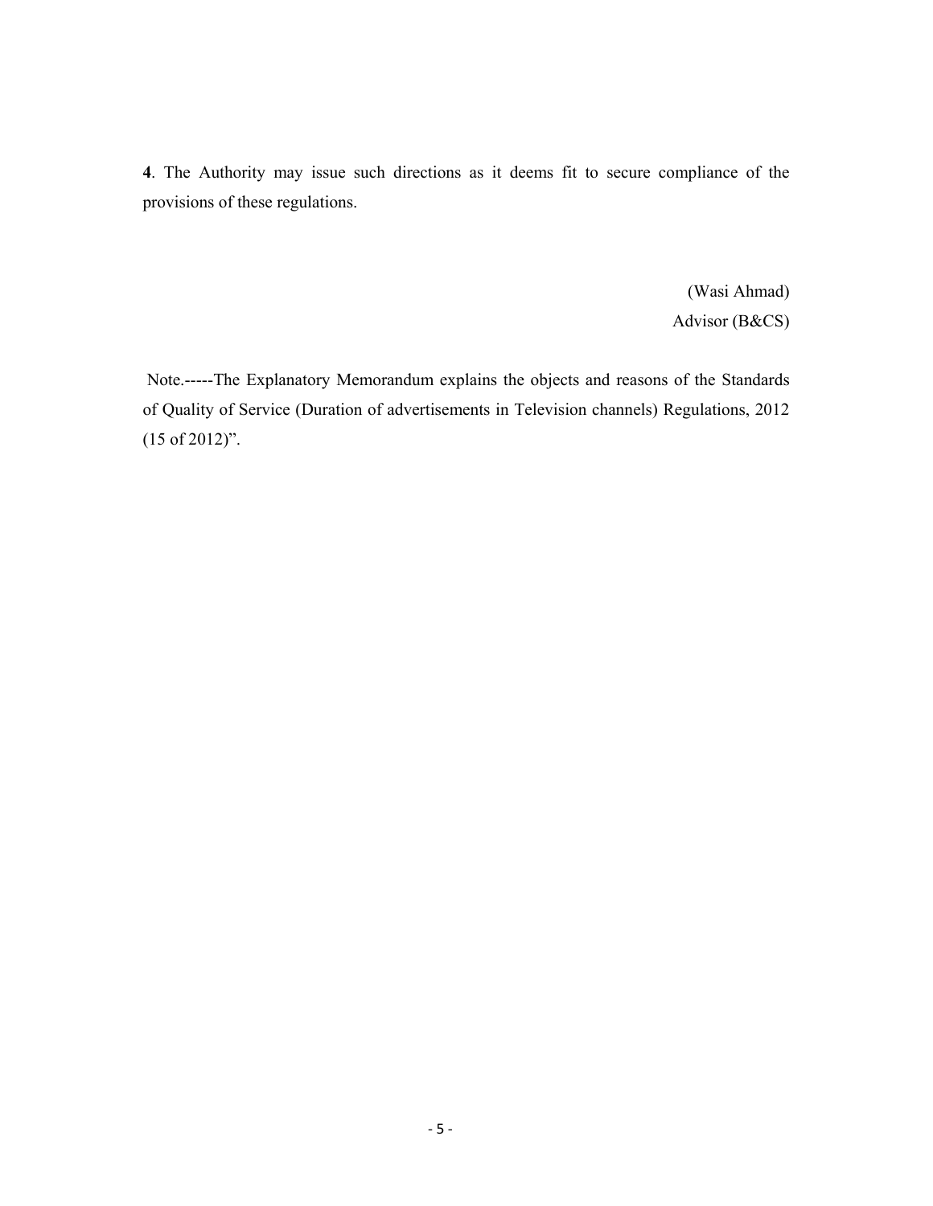**4**. The Authority may issue such directions as it deems fit to secure compliance of the provisions of these regulations.

(Wasi Ahmad)
Advisor (B&CS)

Note.-----The Explanatory Memorandum explains the objects and reasons of the Standards of Quality of Service (Duration of advertisements in Television channels) Regulations, 2012 (15 of 2012)".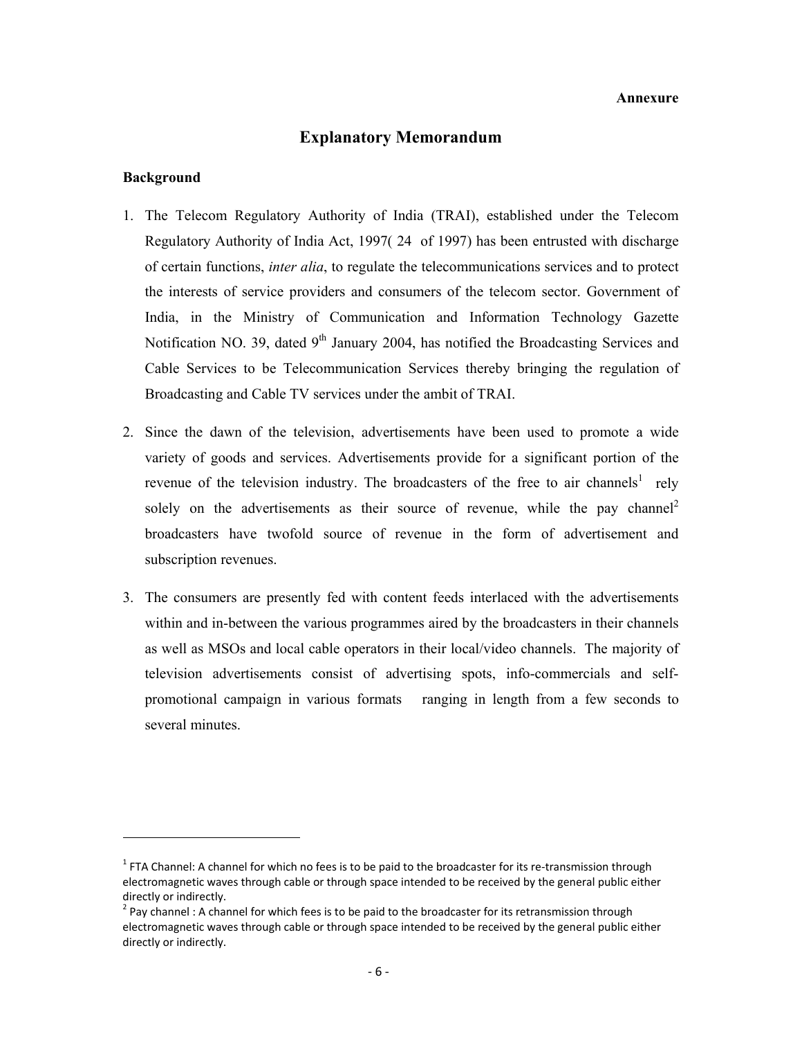**Annexure**

# Explanatory Memorandum

## Background

1. The Telecom Regulatory Authority of India (TRAI), established under the Telecom Regulatory Authority of India Act, 1997( 24 of 1997) has been entrusted with discharge of certain functions, *inter alia*, to regulate the telecommunications services and to protect the interests of service providers and consumers of the telecom sector. Government of India, in the Ministry of Communication and Information Technology Gazette Notification NO. 39, dated 9th January 2004, has notified the Broadcasting Services and Cable Services to be Telecommunication Services thereby bringing the regulation of Broadcasting and Cable TV services under the ambit of TRAI.

2. Since the dawn of the television, advertisements have been used to promote a wide variety of goods and services. Advertisements provide for a significant portion of the revenue of the television industry. The broadcasters of the free to air channels[1] rely solely on the advertisements as their source of revenue, while the pay channel[2] broadcasters have twofold source of revenue in the form of advertisement and subscription revenues.

3. The consumers are presently fed with content feeds interlaced with the advertisements within and in-between the various programmes aired by the broadcasters in their channels as well as MSOs and local cable operators in their local/video channels. The majority of television advertisements consist of advertising spots, info-commercials and self-promotional campaign in various formats ranging in length from a few seconds to several minutes.

---

[1] FTA Channel: A channel for which no fees is to be paid to the broadcaster for its re-transmission through electromagnetic waves through cable or through space intended to be received by the general public either directly or indirectly.

[2] Pay channel : A channel for which fees is to be paid to the broadcaster for its retransmission through electromagnetic waves through cable or through space intended to be received by the general public either directly or indirectly.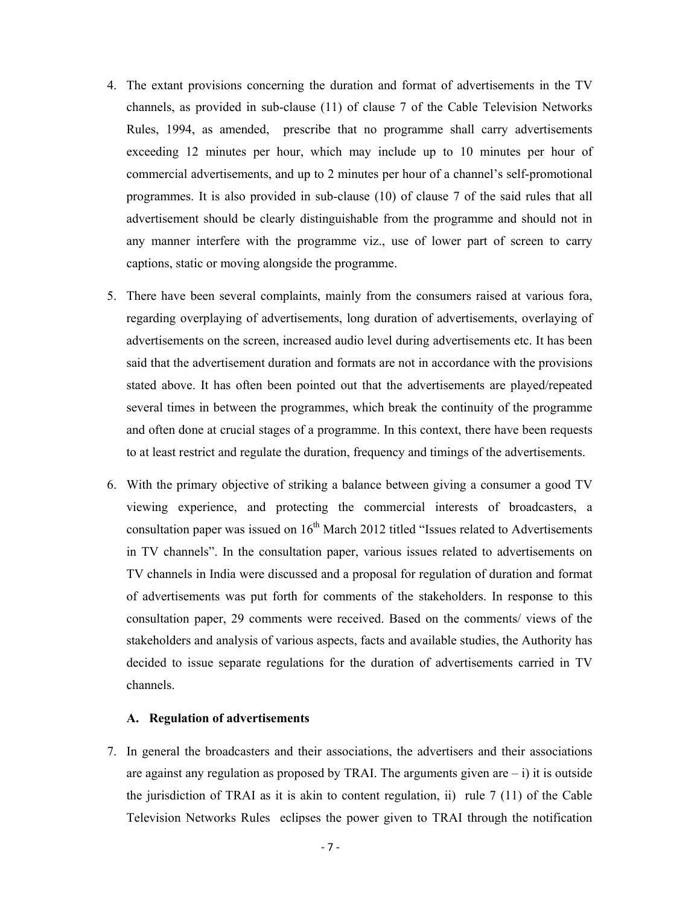4. The extant provisions concerning the duration and format of advertisements in the TV channels, as provided in sub-clause (11) of clause 7 of the Cable Television Networks Rules, 1994, as amended, prescribe that no programme shall carry advertisements exceeding 12 minutes per hour, which may include up to 10 minutes per hour of commercial advertisements, and up to 2 minutes per hour of a channel's self-promotional programmes. It is also provided in sub-clause (10) of clause 7 of the said rules that all advertisement should be clearly distinguishable from the programme and should not in any manner interfere with the programme viz., use of lower part of screen to carry captions, static or moving alongside the programme.

5. There have been several complaints, mainly from the consumers raised at various fora, regarding overplaying of advertisements, long duration of advertisements, overlaying of advertisements on the screen, increased audio level during advertisements etc. It has been said that the advertisement duration and formats are not in accordance with the provisions stated above. It has often been pointed out that the advertisements are played/repeated several times in between the programmes, which break the continuity of the programme and often done at crucial stages of a programme. In this context, there have been requests to at least restrict and regulate the duration, frequency and timings of the advertisements.

6. With the primary objective of striking a balance between giving a consumer a good TV viewing experience, and protecting the commercial interests of broadcasters, a consultation paper was issued on 16th March 2012 titled "Issues related to Advertisements in TV channels". In the consultation paper, various issues related to advertisements on TV channels in India were discussed and a proposal for regulation of duration and format of advertisements was put forth for comments of the stakeholders. In response to this consultation paper, 29 comments were received. Based on the comments/ views of the stakeholders and analysis of various aspects, facts and available studies, the Authority has decided to issue separate regulations for the duration of advertisements carried in TV channels.

### A. Regulation of advertisements

7. In general the broadcasters and their associations, the advertisers and their associations are against any regulation as proposed by TRAI. The arguments given are – i) it is outside the jurisdiction of TRAI as it is akin to content regulation, ii) rule 7 (11) of the Cable Television Networks Rules eclipses the power given to TRAI through the notification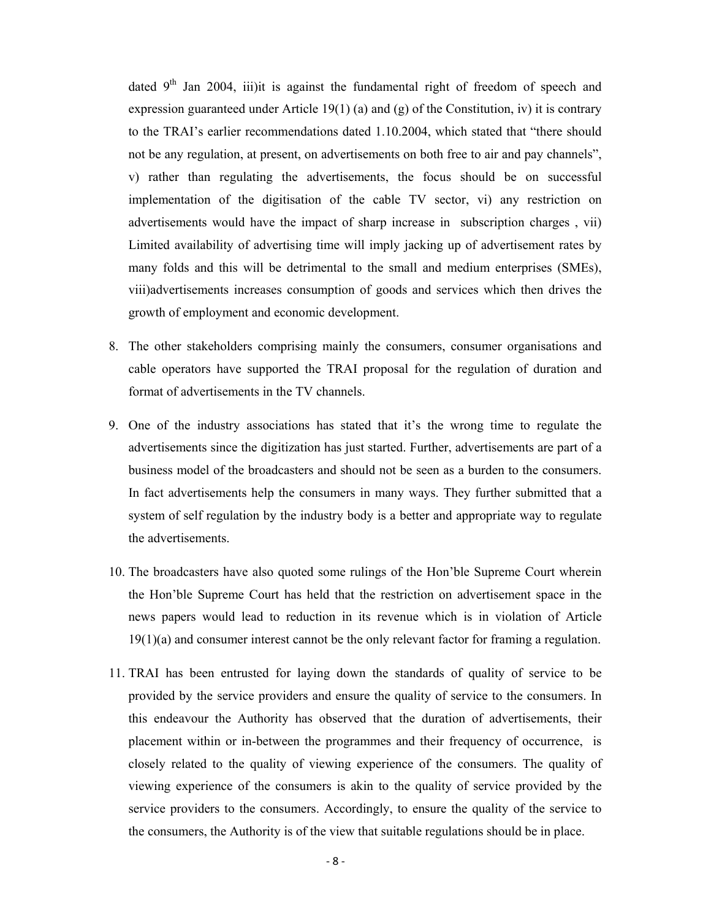dated 9th Jan 2004, iii)it is against the fundamental right of freedom of speech and expression guaranteed under Article 19(1) (a) and (g) of the Constitution, iv) it is contrary to the TRAI's earlier recommendations dated 1.10.2004, which stated that "there should not be any regulation, at present, on advertisements on both free to air and pay channels", v) rather than regulating the advertisements, the focus should be on successful implementation of the digitisation of the cable TV sector, vi) any restriction on advertisements would have the impact of sharp increase in subscription charges , vii) Limited availability of advertising time will imply jacking up of advertisement rates by many folds and this will be detrimental to the small and medium enterprises (SMEs), viii)advertisements increases consumption of goods and services which then drives the growth of employment and economic development.

8. The other stakeholders comprising mainly the consumers, consumer organisations and cable operators have supported the TRAI proposal for the regulation of duration and format of advertisements in the TV channels.

9. One of the industry associations has stated that it's the wrong time to regulate the advertisements since the digitization has just started. Further, advertisements are part of a business model of the broadcasters and should not be seen as a burden to the consumers. In fact advertisements help the consumers in many ways. They further submitted that a system of self regulation by the industry body is a better and appropriate way to regulate the advertisements.

10. The broadcasters have also quoted some rulings of the Hon'ble Supreme Court wherein the Hon'ble Supreme Court has held that the restriction on advertisement space in the news papers would lead to reduction in its revenue which is in violation of Article 19(1)(a) and consumer interest cannot be the only relevant factor for framing a regulation.

11. TRAI has been entrusted for laying down the standards of quality of service to be provided by the service providers and ensure the quality of service to the consumers. In this endeavour the Authority has observed that the duration of advertisements, their placement within or in-between the programmes and their frequency of occurrence, is closely related to the quality of viewing experience of the consumers. The quality of viewing experience of the consumers is akin to the quality of service provided by the service providers to the consumers. Accordingly, to ensure the quality of the service to the consumers, the Authority is of the view that suitable regulations should be in place.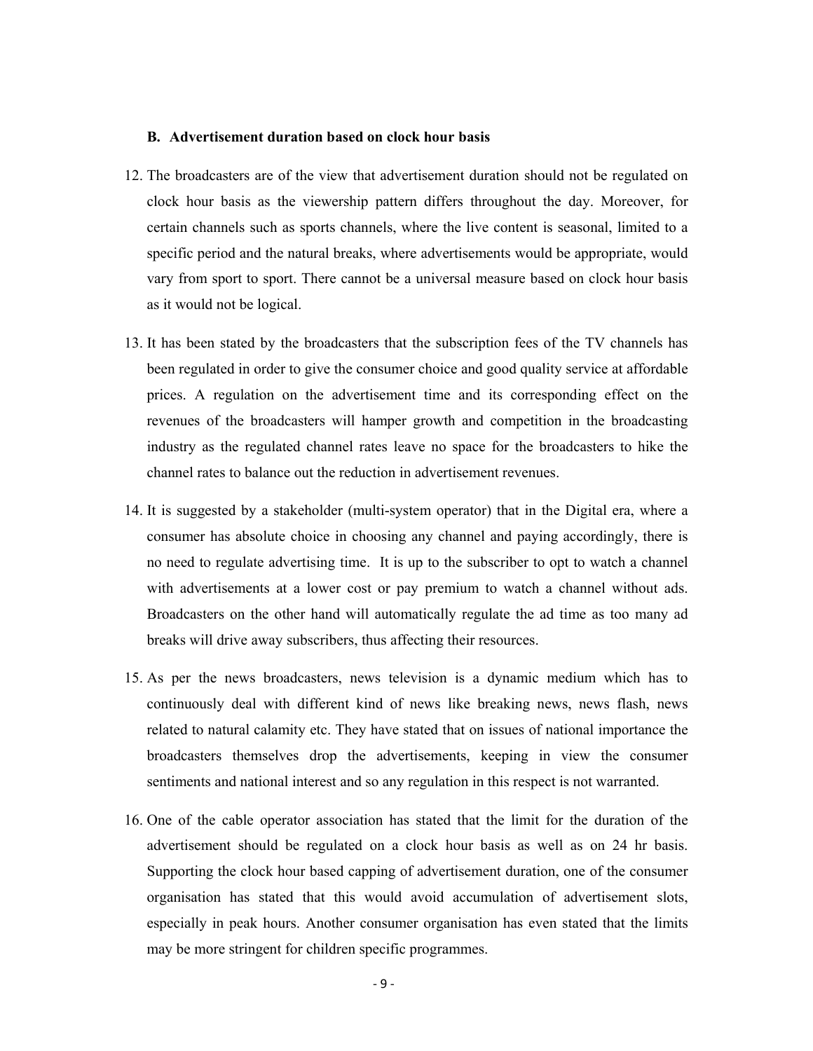### B. Advertisement duration based on clock hour basis

12. The broadcasters are of the view that advertisement duration should not be regulated on clock hour basis as the viewership pattern differs throughout the day. Moreover, for certain channels such as sports channels, where the live content is seasonal, limited to a specific period and the natural breaks, where advertisements would be appropriate, would vary from sport to sport. There cannot be a universal measure based on clock hour basis as it would not be logical.

13. It has been stated by the broadcasters that the subscription fees of the TV channels has been regulated in order to give the consumer choice and good quality service at affordable prices. A regulation on the advertisement time and its corresponding effect on the revenues of the broadcasters will hamper growth and competition in the broadcasting industry as the regulated channel rates leave no space for the broadcasters to hike the channel rates to balance out the reduction in advertisement revenues.

14. It is suggested by a stakeholder (multi-system operator) that in the Digital era, where a consumer has absolute choice in choosing any channel and paying accordingly, there is no need to regulate advertising time. It is up to the subscriber to opt to watch a channel with advertisements at a lower cost or pay premium to watch a channel without ads. Broadcasters on the other hand will automatically regulate the ad time as too many ad breaks will drive away subscribers, thus affecting their resources.

15. As per the news broadcasters, news television is a dynamic medium which has to continuously deal with different kind of news like breaking news, news flash, news related to natural calamity etc. They have stated that on issues of national importance the broadcasters themselves drop the advertisements, keeping in view the consumer sentiments and national interest and so any regulation in this respect is not warranted.

16. One of the cable operator association has stated that the limit for the duration of the advertisement should be regulated on a clock hour basis as well as on 24 hr basis. Supporting the clock hour based capping of advertisement duration, one of the consumer organisation has stated that this would avoid accumulation of advertisement slots, especially in peak hours. Another consumer organisation has even stated that the limits may be more stringent for children specific programmes.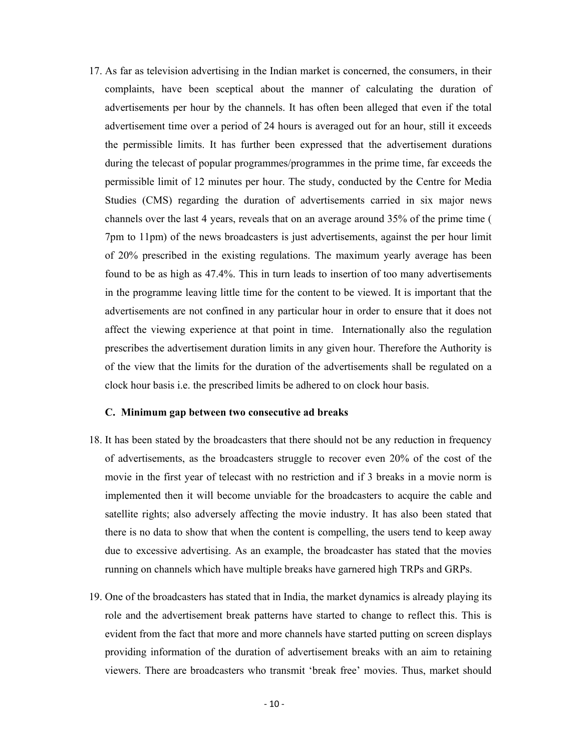17. As far as television advertising in the Indian market is concerned, the consumers, in their complaints, have been sceptical about the manner of calculating the duration of advertisements per hour by the channels. It has often been alleged that even if the total advertisement time over a period of 24 hours is averaged out for an hour, still it exceeds the permissible limits. It has further been expressed that the advertisement durations during the telecast of popular programmes/programmes in the prime time, far exceeds the permissible limit of 12 minutes per hour. The study, conducted by the Centre for Media Studies (CMS) regarding the duration of advertisements carried in six major news channels over the last 4 years, reveals that on an average around 35% of the prime time ( 7pm to 11pm) of the news broadcasters is just advertisements, against the per hour limit of 20% prescribed in the existing regulations. The maximum yearly average has been found to be as high as 47.4%. This in turn leads to insertion of too many advertisements in the programme leaving little time for the content to be viewed. It is important that the advertisements are not confined in any particular hour in order to ensure that it does not affect the viewing experience at that point in time. Internationally also the regulation prescribes the advertisement duration limits in any given hour. Therefore the Authority is of the view that the limits for the duration of the advertisements shall be regulated on a clock hour basis i.e. the prescribed limits be adhered to on clock hour basis.

### C. Minimum gap between two consecutive ad breaks

18. It has been stated by the broadcasters that there should not be any reduction in frequency of advertisements, as the broadcasters struggle to recover even 20% of the cost of the movie in the first year of telecast with no restriction and if 3 breaks in a movie norm is implemented then it will become unviable for the broadcasters to acquire the cable and satellite rights; also adversely affecting the movie industry. It has also been stated that there is no data to show that when the content is compelling, the users tend to keep away due to excessive advertising. As an example, the broadcaster has stated that the movies running on channels which have multiple breaks have garnered high TRPs and GRPs.

19. One of the broadcasters has stated that in India, the market dynamics is already playing its role and the advertisement break patterns have started to change to reflect this. This is evident from the fact that more and more channels have started putting on screen displays providing information of the duration of advertisement breaks with an aim to retaining viewers. There are broadcasters who transmit 'break free' movies. Thus, market should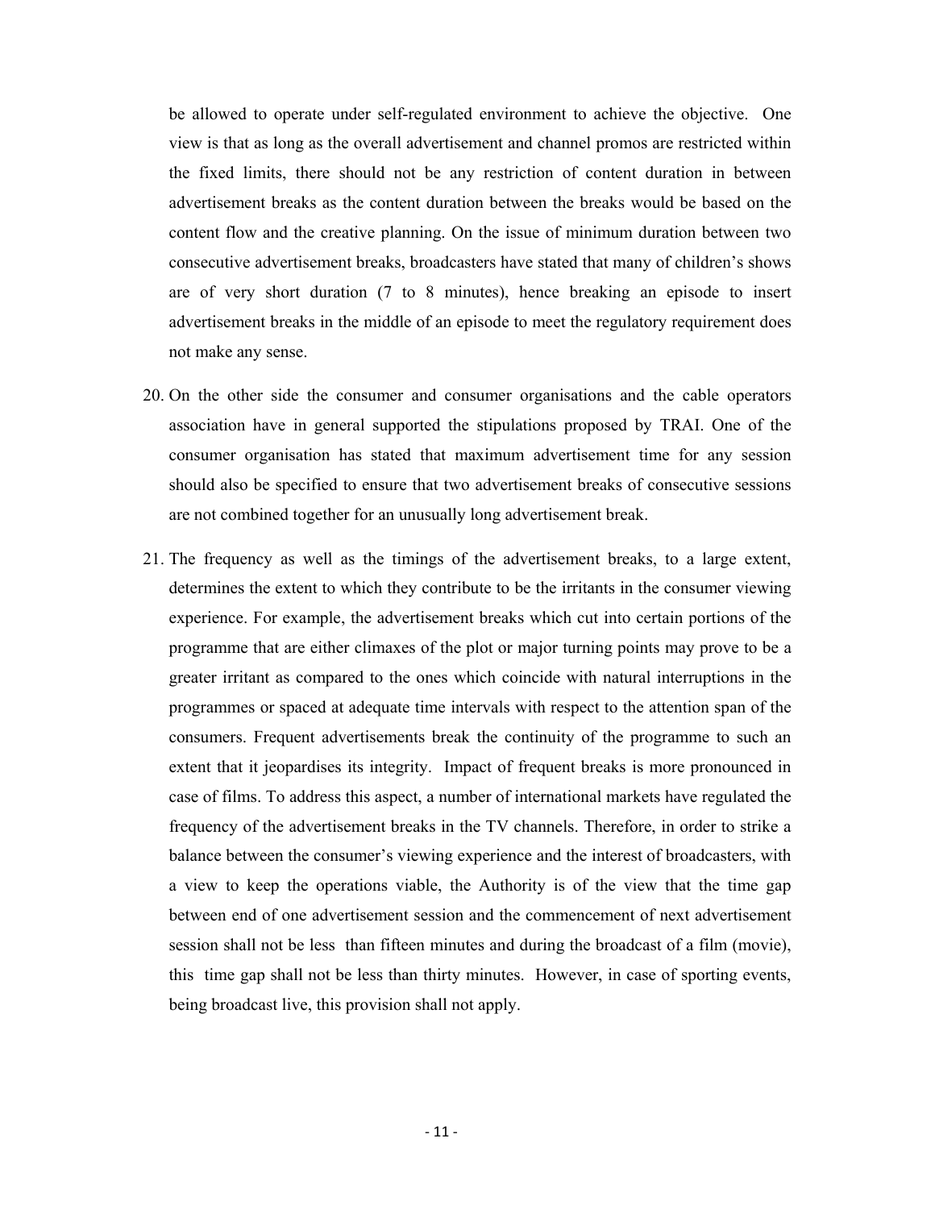be allowed to operate under self-regulated environment to achieve the objective. One view is that as long as the overall advertisement and channel promos are restricted within the fixed limits, there should not be any restriction of content duration in between advertisement breaks as the content duration between the breaks would be based on the content flow and the creative planning. On the issue of minimum duration between two consecutive advertisement breaks, broadcasters have stated that many of children's shows are of very short duration (7 to 8 minutes), hence breaking an episode to insert advertisement breaks in the middle of an episode to meet the regulatory requirement does not make any sense.

20. On the other side the consumer and consumer organisations and the cable operators association have in general supported the stipulations proposed by TRAI. One of the consumer organisation has stated that maximum advertisement time for any session should also be specified to ensure that two advertisement breaks of consecutive sessions are not combined together for an unusually long advertisement break.

21. The frequency as well as the timings of the advertisement breaks, to a large extent, determines the extent to which they contribute to be the irritants in the consumer viewing experience. For example, the advertisement breaks which cut into certain portions of the programme that are either climaxes of the plot or major turning points may prove to be a greater irritant as compared to the ones which coincide with natural interruptions in the programmes or spaced at adequate time intervals with respect to the attention span of the consumers. Frequent advertisements break the continuity of the programme to such an extent that it jeopardises its integrity. Impact of frequent breaks is more pronounced in case of films. To address this aspect, a number of international markets have regulated the frequency of the advertisement breaks in the TV channels. Therefore, in order to strike a balance between the consumer's viewing experience and the interest of broadcasters, with a view to keep the operations viable, the Authority is of the view that the time gap between end of one advertisement session and the commencement of next advertisement session shall not be less than fifteen minutes and during the broadcast of a film (movie), this time gap shall not be less than thirty minutes. However, in case of sporting events, being broadcast live, this provision shall not apply.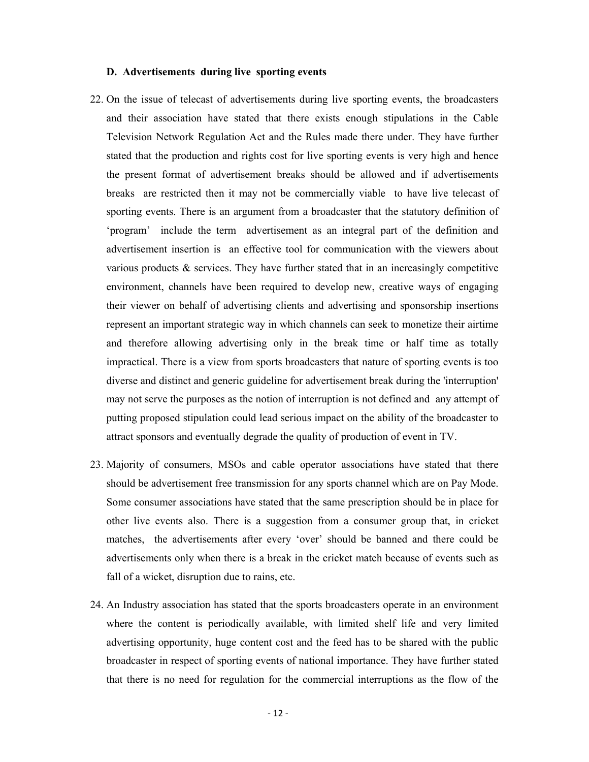### D. Advertisements during live sporting events

22. On the issue of telecast of advertisements during live sporting events, the broadcasters and their association have stated that there exists enough stipulations in the Cable Television Network Regulation Act and the Rules made there under. They have further stated that the production and rights cost for live sporting events is very high and hence the present format of advertisement breaks should be allowed and if advertisements breaks are restricted then it may not be commercially viable to have live telecast of sporting events. There is an argument from a broadcaster that the statutory definition of 'program' include the term advertisement as an integral part of the definition and advertisement insertion is an effective tool for communication with the viewers about various products & services. They have further stated that in an increasingly competitive environment, channels have been required to develop new, creative ways of engaging their viewer on behalf of advertising clients and advertising and sponsorship insertions represent an important strategic way in which channels can seek to monetize their airtime and therefore allowing advertising only in the break time or half time as totally impractical. There is a view from sports broadcasters that nature of sporting events is too diverse and distinct and generic guideline for advertisement break during the 'interruption' may not serve the purposes as the notion of interruption is not defined and any attempt of putting proposed stipulation could lead serious impact on the ability of the broadcaster to attract sponsors and eventually degrade the quality of production of event in TV.

23. Majority of consumers, MSOs and cable operator associations have stated that there should be advertisement free transmission for any sports channel which are on Pay Mode. Some consumer associations have stated that the same prescription should be in place for other live events also. There is a suggestion from a consumer group that, in cricket matches, the advertisements after every 'over' should be banned and there could be advertisements only when there is a break in the cricket match because of events such as fall of a wicket, disruption due to rains, etc.

24. An Industry association has stated that the sports broadcasters operate in an environment where the content is periodically available, with limited shelf life and very limited advertising opportunity, huge content cost and the feed has to be shared with the public broadcaster in respect of sporting events of national importance. They have further stated that there is no need for regulation for the commercial interruptions as the flow of the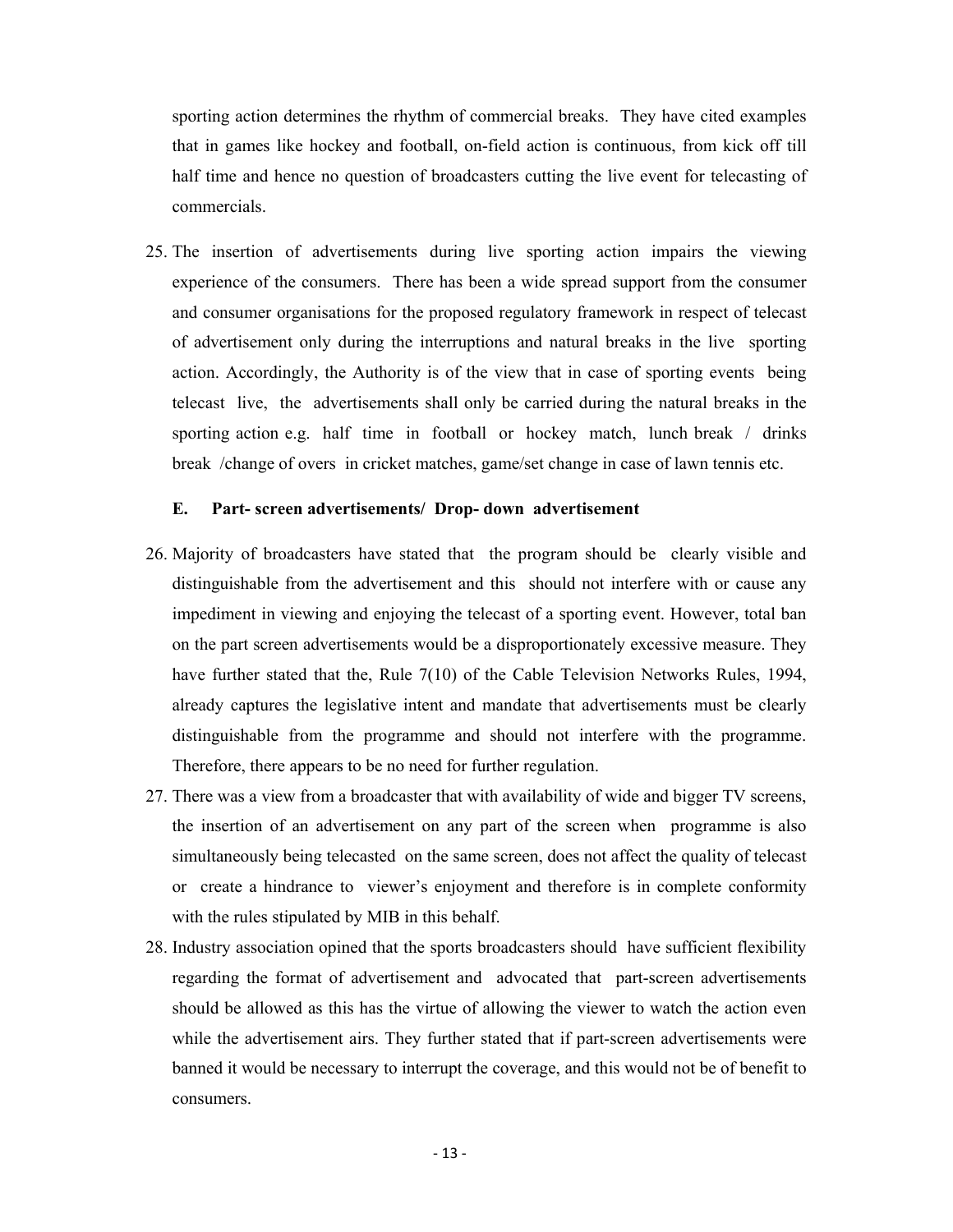sporting action determines the rhythm of commercial breaks. They have cited examples that in games like hockey and football, on-field action is continuous, from kick off till half time and hence no question of broadcasters cutting the live event for telecasting of commercials.

25. The insertion of advertisements during live sporting action impairs the viewing experience of the consumers. There has been a wide spread support from the consumer and consumer organisations for the proposed regulatory framework in respect of telecast of advertisement only during the interruptions and natural breaks in the live sporting action. Accordingly, the Authority is of the view that in case of sporting events being telecast live, the advertisements shall only be carried during the natural breaks in the sporting action e.g. half time in football or hockey match, lunch break / drinks break /change of overs in cricket matches, game/set change in case of lawn tennis etc.

### E. Part- screen advertisements/ Drop- down advertisement

26. Majority of broadcasters have stated that the program should be clearly visible and distinguishable from the advertisement and this should not interfere with or cause any impediment in viewing and enjoying the telecast of a sporting event. However, total ban on the part screen advertisements would be a disproportionately excessive measure. They have further stated that the, Rule 7(10) of the Cable Television Networks Rules, 1994, already captures the legislative intent and mandate that advertisements must be clearly distinguishable from the programme and should not interfere with the programme. Therefore, there appears to be no need for further regulation.

27. There was a view from a broadcaster that with availability of wide and bigger TV screens, the insertion of an advertisement on any part of the screen when programme is also simultaneously being telecasted on the same screen, does not affect the quality of telecast or create a hindrance to viewer's enjoyment and therefore is in complete conformity with the rules stipulated by MIB in this behalf.

28. Industry association opined that the sports broadcasters should have sufficient flexibility regarding the format of advertisement and advocated that part-screen advertisements should be allowed as this has the virtue of allowing the viewer to watch the action even while the advertisement airs. They further stated that if part-screen advertisements were banned it would be necessary to interrupt the coverage, and this would not be of benefit to consumers.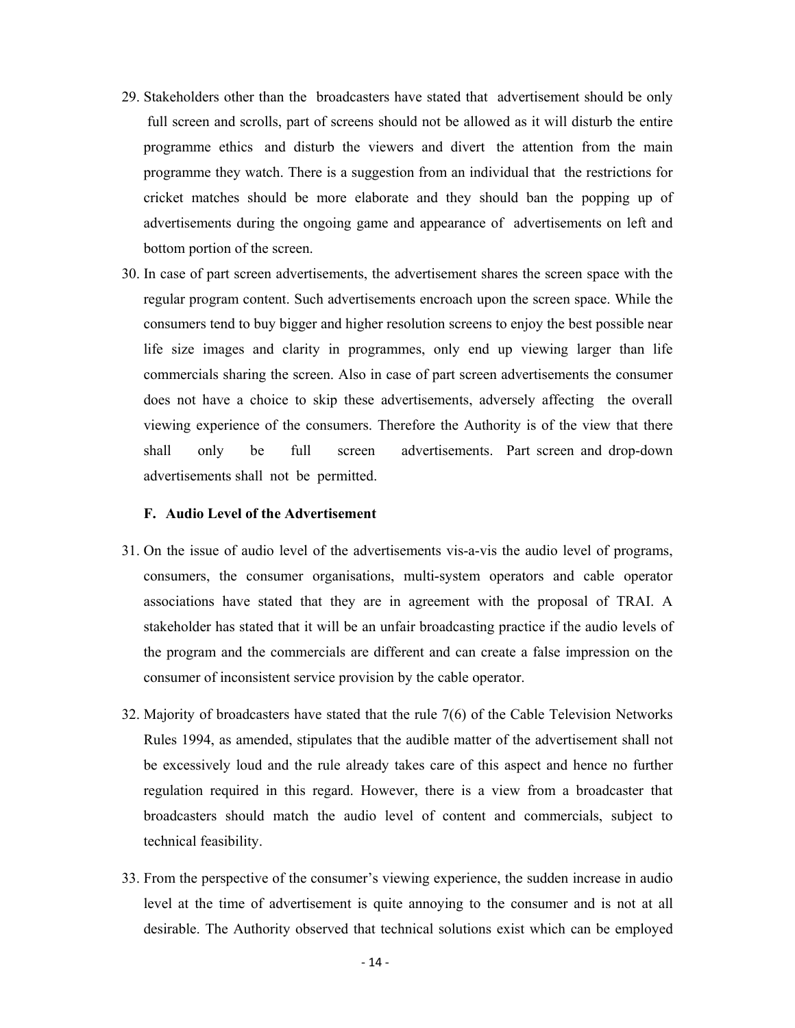29. Stakeholders other than the broadcasters have stated that advertisement should be only full screen and scrolls, part of screens should not be allowed as it will disturb the entire programme ethics and disturb the viewers and divert the attention from the main programme they watch. There is a suggestion from an individual that the restrictions for cricket matches should be more elaborate and they should ban the popping up of advertisements during the ongoing game and appearance of advertisements on left and bottom portion of the screen.

30. In case of part screen advertisements, the advertisement shares the screen space with the regular program content. Such advertisements encroach upon the screen space. While the consumers tend to buy bigger and higher resolution screens to enjoy the best possible near life size images and clarity in programmes, only end up viewing larger than life commercials sharing the screen. Also in case of part screen advertisements the consumer does not have a choice to skip these advertisements, adversely affecting the overall viewing experience of the consumers. Therefore the Authority is of the view that there shall only be full screen advertisements. Part screen and drop-down advertisements shall not be permitted.

### F. Audio Level of the Advertisement

31. On the issue of audio level of the advertisements vis-a-vis the audio level of programs, consumers, the consumer organisations, multi-system operators and cable operator associations have stated that they are in agreement with the proposal of TRAI. A stakeholder has stated that it will be an unfair broadcasting practice if the audio levels of the program and the commercials are different and can create a false impression on the consumer of inconsistent service provision by the cable operator.

32. Majority of broadcasters have stated that the rule 7(6) of the Cable Television Networks Rules 1994, as amended, stipulates that the audible matter of the advertisement shall not be excessively loud and the rule already takes care of this aspect and hence no further regulation required in this regard. However, there is a view from a broadcaster that broadcasters should match the audio level of content and commercials, subject to technical feasibility.

33. From the perspective of the consumer's viewing experience, the sudden increase in audio level at the time of advertisement is quite annoying to the consumer and is not at all desirable. The Authority observed that technical solutions exist which can be employed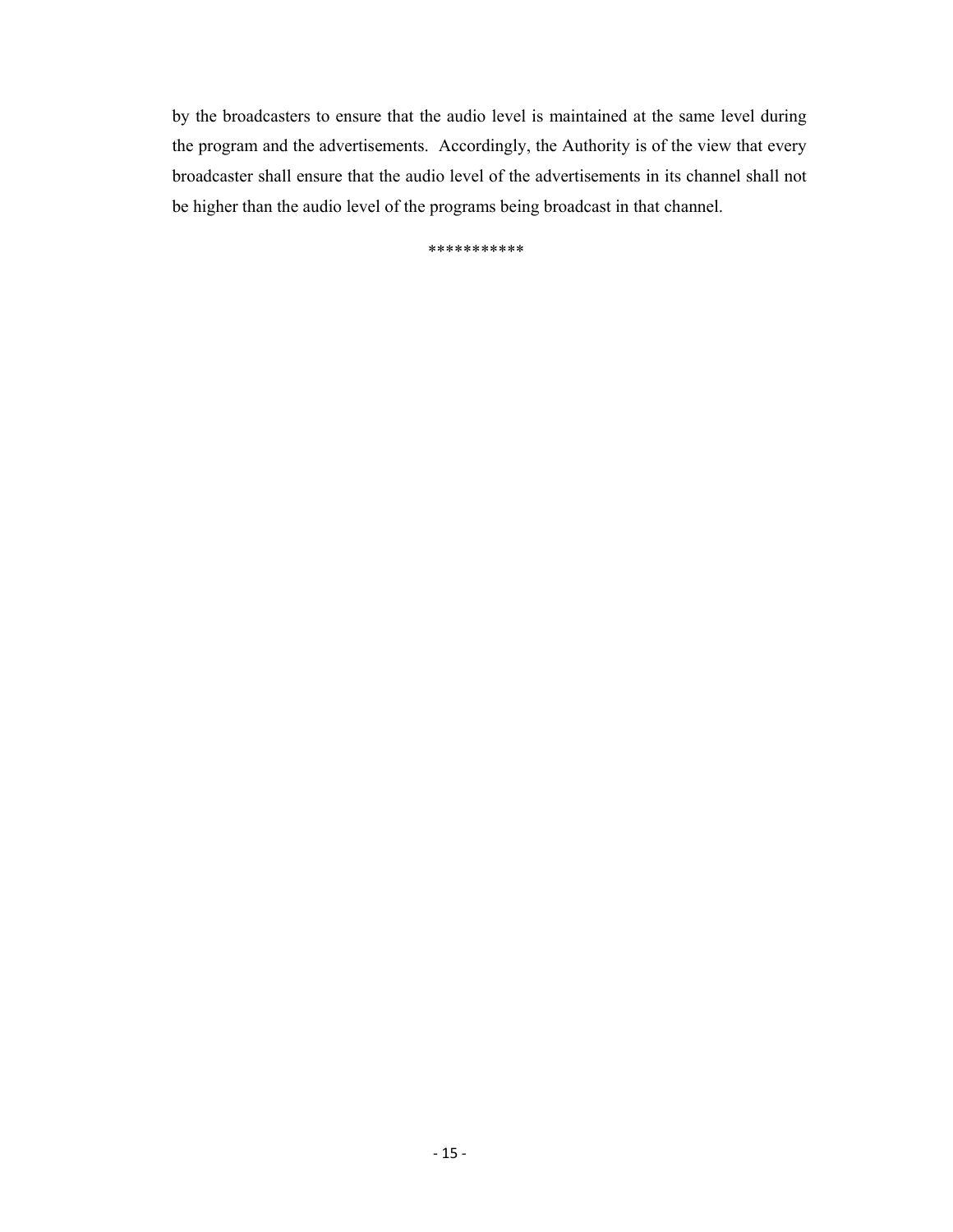by the broadcasters to ensure that the audio level is maintained at the same level during the program and the advertisements. Accordingly, the Authority is of the view that every broadcaster shall ensure that the audio level of the advertisements in its channel shall not be higher than the audio level of the programs being broadcast in that channel.

***********